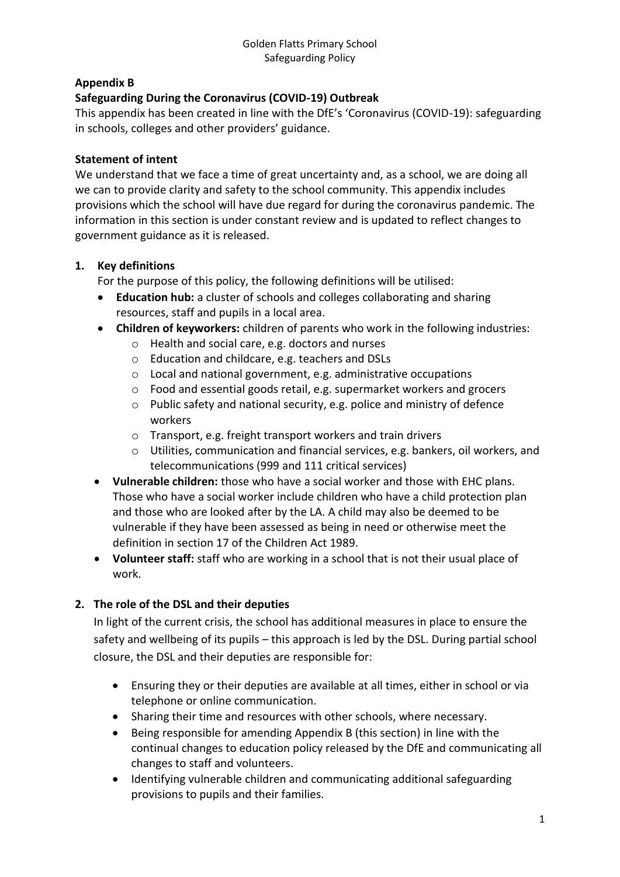## Appendix B

## Safeguarding During the Coronavirus (COVID-19) Outbreak

This appendix has been created in line with the DfE's 'Coronavirus (COVID-19): safeguarding in schools, colleges and other providers' guidance.

### Statement of intent

We understand that we face a time of great uncertainty and, as a school, we are doing all we can to provide clarity and safety to the school community. This appendix includes provisions which the school will have due regard for during the coronavirus pandemic. The information in this section is under constant review and is updated to reflect changes to government guidance as it is released.

### 1. Key definitions

For the purpose of this policy, the following definitions will be utilised:

- **Education hub:** a cluster of schools and colleges collaborating and sharing resources, staff and pupils in a local area.
- **Children of keyworkers:** children of parents who work in the following industries:
  - Health and social care, e.g. doctors and nurses
  - Education and childcare, e.g. teachers and DSLs
  - Local and national government, e.g. administrative occupations
  - Food and essential goods retail, e.g. supermarket workers and grocers
  - Public safety and national security, e.g. police and ministry of defence workers
  - Transport, e.g. freight transport workers and train drivers
  - Utilities, communication and financial services, e.g. bankers, oil workers, and telecommunications (999 and 111 critical services)
- **Vulnerable children:** those who have a social worker and those with EHC plans. Those who have a social worker include children who have a child protection plan and those who are looked after by the LA. A child may also be deemed to be vulnerable if they have been assessed as being in need or otherwise meet the definition in section 17 of the Children Act 1989.
- **Volunteer staff:** staff who are working in a school that is not their usual place of work.

### 2. The role of the DSL and their deputies

In light of the current crisis, the school has additional measures in place to ensure the safety and wellbeing of its pupils – this approach is led by the DSL. During partial school closure, the DSL and their deputies are responsible for:

- Ensuring they or their deputies are available at all times, either in school or via telephone or online communication.
- Sharing their time and resources with other schools, where necessary.
- Being responsible for amending Appendix B (this section) in line with the continual changes to education policy released by the DfE and communicating all changes to staff and volunteers.
- Identifying vulnerable children and communicating additional safeguarding provisions to pupils and their families.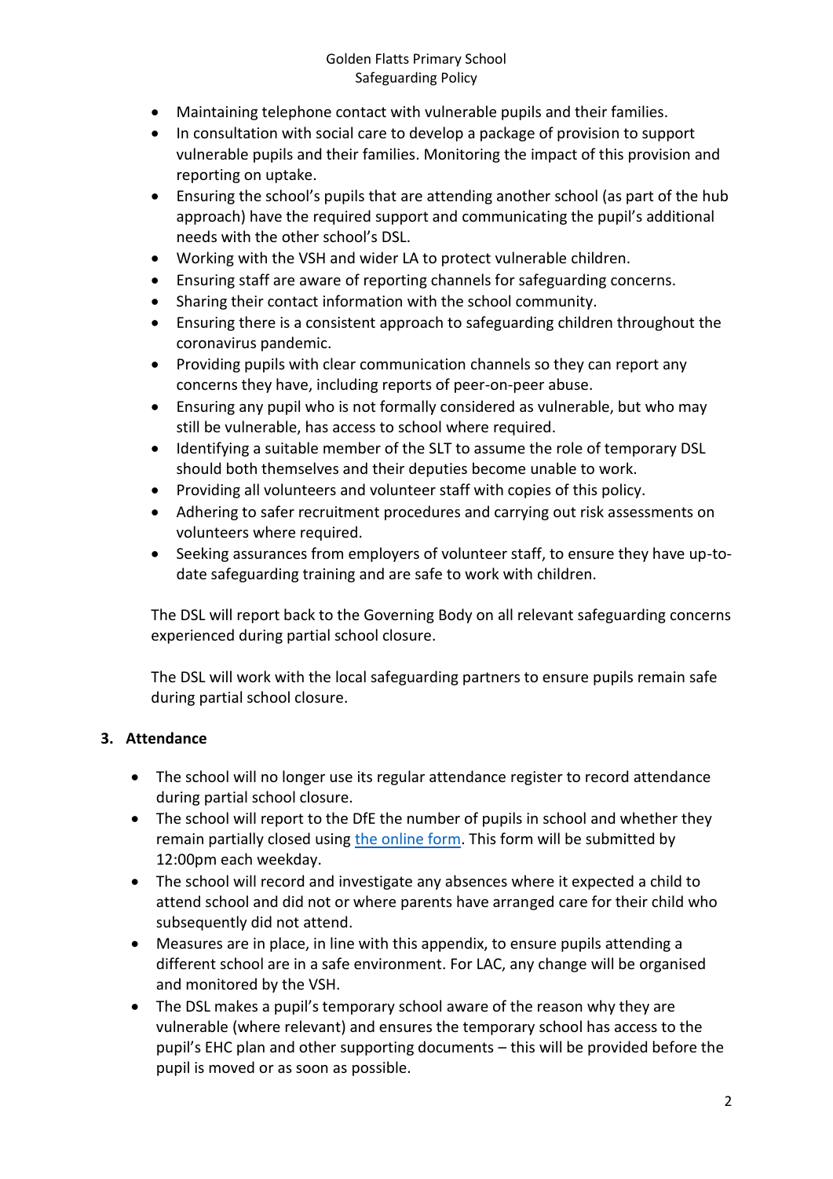- Maintaining telephone contact with vulnerable pupils and their families.
- In consultation with social care to develop a package of provision to support vulnerable pupils and their families. Monitoring the impact of this provision and reporting on uptake.
- Ensuring the school's pupils that are attending another school (as part of the hub approach) have the required support and communicating the pupil's additional needs with the other school's DSL.
- Working with the VSH and wider LA to protect vulnerable children.
- Ensuring staff are aware of reporting channels for safeguarding concerns.
- Sharing their contact information with the school community.
- Ensuring there is a consistent approach to safeguarding children throughout the coronavirus pandemic.
- Providing pupils with clear communication channels so they can report any concerns they have, including reports of peer-on-peer abuse.
- Ensuring any pupil who is not formally considered as vulnerable, but who may still be vulnerable, has access to school where required.
- Identifying a suitable member of the SLT to assume the role of temporary DSL should both themselves and their deputies become unable to work.
- Providing all volunteers and volunteer staff with copies of this policy.
- Adhering to safer recruitment procedures and carrying out risk assessments on volunteers where required.
- Seeking assurances from employers of volunteer staff, to ensure they have up-to-date safeguarding training and are safe to work with children.

The DSL will report back to the Governing Body on all relevant safeguarding concerns experienced during partial school closure.

The DSL will work with the local safeguarding partners to ensure pupils remain safe during partial school closure.

## 3. Attendance

- The school will no longer use its regular attendance register to record attendance during partial school closure.
- The school will report to the DfE the number of pupils in school and whether they remain partially closed using the online form. This form will be submitted by 12:00pm each weekday.
- The school will record and investigate any absences where it expected a child to attend school and did not or where parents have arranged care for their child who subsequently did not attend.
- Measures are in place, in line with this appendix, to ensure pupils attending a different school are in a safe environment. For LAC, any change will be organised and monitored by the VSH.
- The DSL makes a pupil's temporary school aware of the reason why they are vulnerable (where relevant) and ensures the temporary school has access to the pupil's EHC plan and other supporting documents – this will be provided before the pupil is moved or as soon as possible.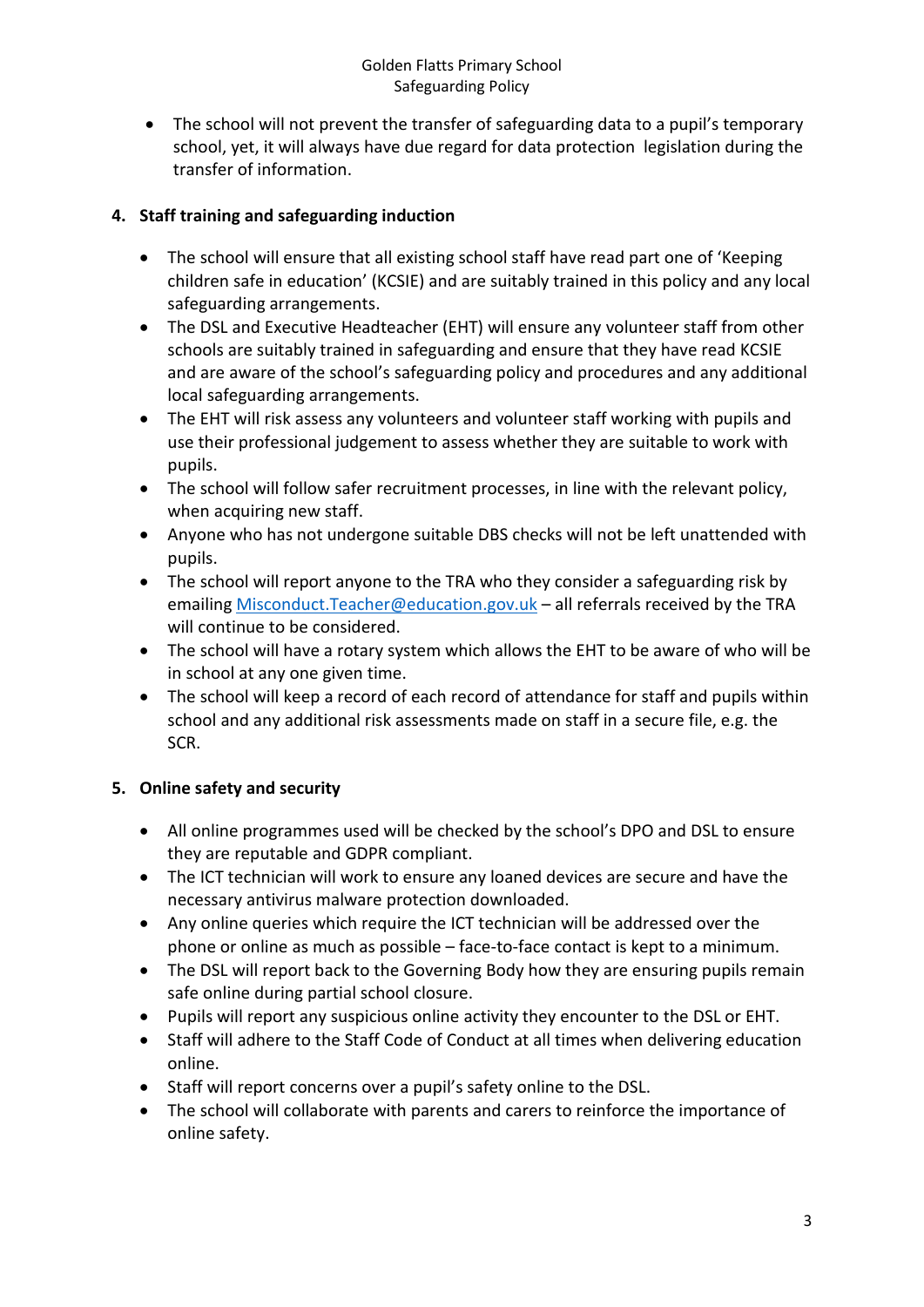- The school will not prevent the transfer of safeguarding data to a pupil's temporary school, yet, it will always have due regard for data protection legislation during the transfer of information.

## 4. Staff training and safeguarding induction

- The school will ensure that all existing school staff have read part one of 'Keeping children safe in education' (KCSIE) and are suitably trained in this policy and any local safeguarding arrangements.
- The DSL and Executive Headteacher (EHT) will ensure any volunteer staff from other schools are suitably trained in safeguarding and ensure that they have read KCSIE and are aware of the school's safeguarding policy and procedures and any additional local safeguarding arrangements.
- The EHT will risk assess any volunteers and volunteer staff working with pupils and use their professional judgement to assess whether they are suitable to work with pupils.
- The school will follow safer recruitment processes, in line with the relevant policy, when acquiring new staff.
- Anyone who has not undergone suitable DBS checks will not be left unattended with pupils.
- The school will report anyone to the TRA who they consider a safeguarding risk by emailing [Misconduct.Teacher@education.gov.uk](mailto:Misconduct.Teacher@education.gov.uk) – all referrals received by the TRA will continue to be considered.
- The school will have a rotary system which allows the EHT to be aware of who will be in school at any one given time.
- The school will keep a record of each record of attendance for staff and pupils within school and any additional risk assessments made on staff in a secure file, e.g. the SCR.

## 5. Online safety and security

- All online programmes used will be checked by the school's DPO and DSL to ensure they are reputable and GDPR compliant.
- The ICT technician will work to ensure any loaned devices are secure and have the necessary antivirus malware protection downloaded.
- Any online queries which require the ICT technician will be addressed over the phone or online as much as possible – face-to-face contact is kept to a minimum.
- The DSL will report back to the Governing Body how they are ensuring pupils remain safe online during partial school closure.
- Pupils will report any suspicious online activity they encounter to the DSL or EHT.
- Staff will adhere to the Staff Code of Conduct at all times when delivering education online.
- Staff will report concerns over a pupil's safety online to the DSL.
- The school will collaborate with parents and carers to reinforce the importance of online safety.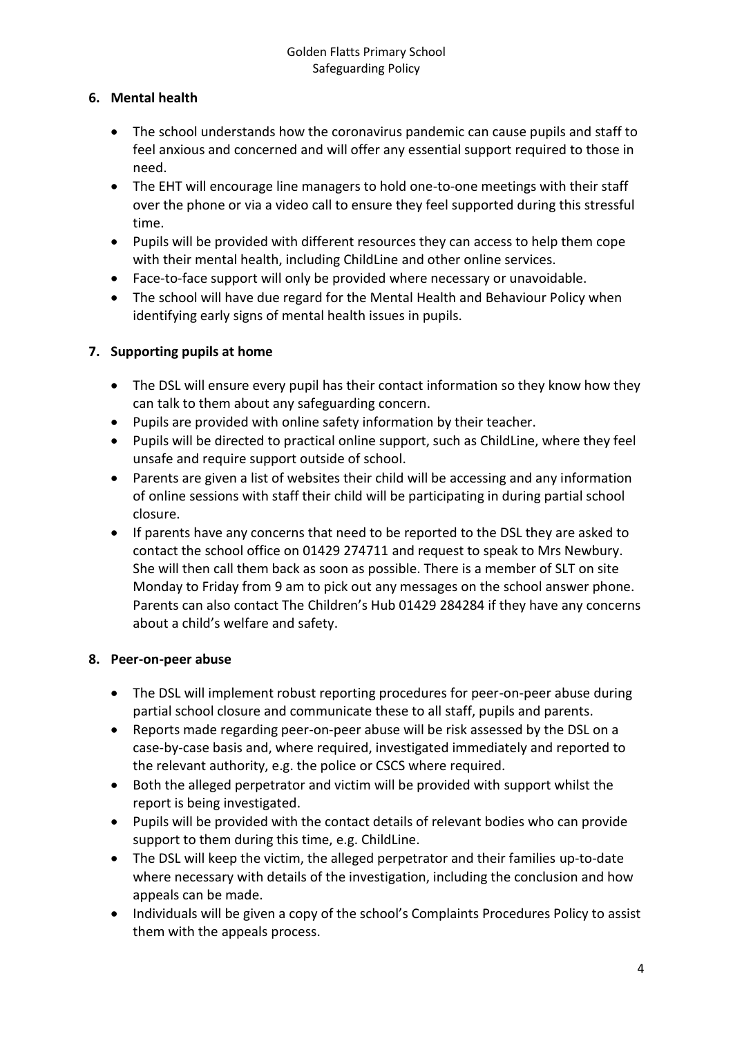## 6. Mental health

- The school understands how the coronavirus pandemic can cause pupils and staff to feel anxious and concerned and will offer any essential support required to those in need.
- The EHT will encourage line managers to hold one-to-one meetings with their staff over the phone or via a video call to ensure they feel supported during this stressful time.
- Pupils will be provided with different resources they can access to help them cope with their mental health, including ChildLine and other online services.
- Face-to-face support will only be provided where necessary or unavoidable.
- The school will have due regard for the Mental Health and Behaviour Policy when identifying early signs of mental health issues in pupils.

## 7. Supporting pupils at home

- The DSL will ensure every pupil has their contact information so they know how they can talk to them about any safeguarding concern.
- Pupils are provided with online safety information by their teacher.
- Pupils will be directed to practical online support, such as ChildLine, where they feel unsafe and require support outside of school.
- Parents are given a list of websites their child will be accessing and any information of online sessions with staff their child will be participating in during partial school closure.
- If parents have any concerns that need to be reported to the DSL they are asked to contact the school office on 01429 274711 and request to speak to Mrs Newbury. She will then call them back as soon as possible. There is a member of SLT on site Monday to Friday from 9 am to pick out any messages on the school answer phone. Parents can also contact The Children's Hub 01429 284284 if they have any concerns about a child's welfare and safety.

## 8. Peer-on-peer abuse

- The DSL will implement robust reporting procedures for peer-on-peer abuse during partial school closure and communicate these to all staff, pupils and parents.
- Reports made regarding peer-on-peer abuse will be risk assessed by the DSL on a case-by-case basis and, where required, investigated immediately and reported to the relevant authority, e.g. the police or CSCS where required.
- Both the alleged perpetrator and victim will be provided with support whilst the report is being investigated.
- Pupils will be provided with the contact details of relevant bodies who can provide support to them during this time, e.g. ChildLine.
- The DSL will keep the victim, the alleged perpetrator and their families up-to-date where necessary with details of the investigation, including the conclusion and how appeals can be made.
- Individuals will be given a copy of the school's Complaints Procedures Policy to assist them with the appeals process.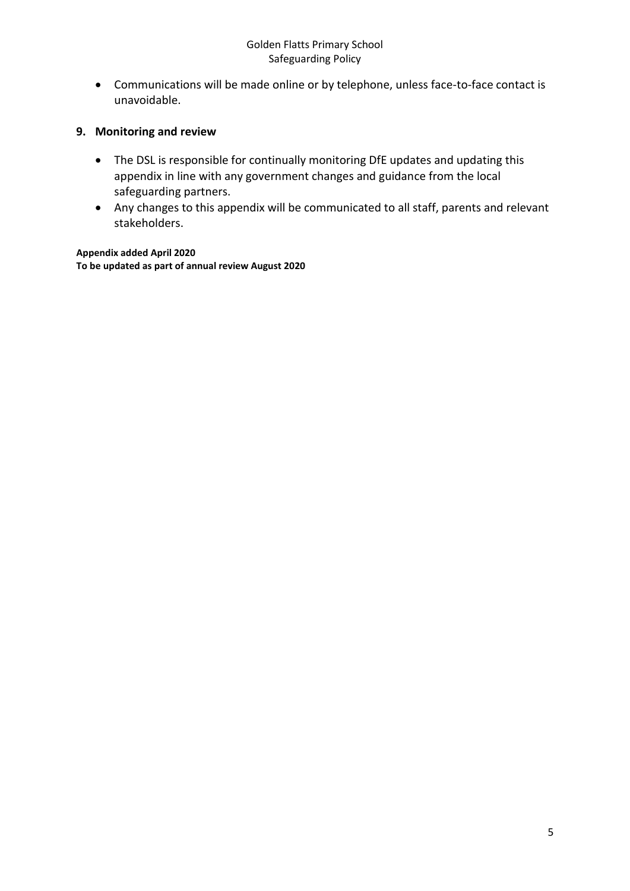- Communications will be made online or by telephone, unless face-to-face contact is unavoidable.

## 9. Monitoring and review

- The DSL is responsible for continually monitoring DfE updates and updating this appendix in line with any government changes and guidance from the local safeguarding partners.
- Any changes to this appendix will be communicated to all staff, parents and relevant stakeholders.

**Appendix added April 2020**
**To be updated as part of annual review August 2020**